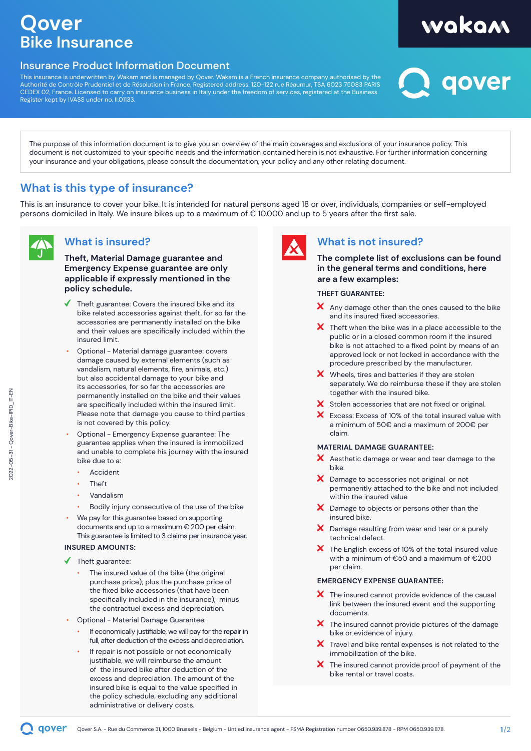# Qover
## Bike Insurance

### Insurance Product Information Document

This insurance is underwritten by Wakam and is managed by Qover. Wakam is a French insurance company authorised by the Authorité de Contrôle Prudentiel et de Résolution in France. Registered address: 120-122 rue Réaumur, TSA 6023 75083 PARIS CEDEX 02, France. Licensed to carry on insurance business in Italy under the freedom of services, registered at the Business Register kept by IVASS under no. II.01133.

The purpose of this information document is to give you an overview of the main coverages and exclusions of your insurance policy. This document is not customized to your specific needs and the information contained herein is not exhaustive. For further information concerning your insurance and your obligations, please consult the documentation, your policy and any other relating document.

## What is this type of insurance?

This is an insurance to cover your bike. It is intended for natural persons aged 18 or over, individuals, companies or self-employed persons domiciled in Italy. We insure bikes up to a maximum of € 10.000 and up to 5 years after the first sale.

## What is insured?

**Theft, Material Damage guarantee and Emergency Expense guarantee are only applicable if expressly mentioned in the policy schedule.**

- ✓ Theft guarantee: Covers the insured bike and its bike related accessories against theft, for so far the accessories are permanently installed on the bike and their values are specifically included within the insured limit.
- Optional - Material damage guarantee: covers damage caused by external elements (such as vandalism, natural elements, fire, animals, etc.) but also accidental damage to your bike and its accessories, for so far the accessories are permanently installed on the bike and their values are specifically included within the insured limit. Please note that damage you cause to third parties is not covered by this policy.
- Optional - Emergency Expense guarantee: The guarantee applies when the insured is immobilized and unable to complete his journey with the insured bike due to a:
  - Accident
  - Theft
  - Vandalism
  - Bodily injury consecutive of the use of the bike
- We pay for this guarantee based on supporting documents and up to a maximum € 200 per claim. This guarantee is limited to 3 claims per insurance year.

**INSURED AMOUNTS:**

- ✓ Theft guarantee:
  - The insured value of the bike (the original purchase price); plus the purchase price of the fixed bike accessories (that have been specifically included in the insurance), minus the contractuel excess and depreciation.
- Optional - Material Damage Guarantee:
  - If economically justifiable, we will pay for the repair in full, after deduction of the excess and depreciation.
  - If repair is not possible or not economically justifiable, we will reimburse the amount of the insured bike after deduction of the excess and depreciation. The amount of the insured bike is equal to the value specified in the policy schedule, excluding any additional administrative or delivery costs.

## What is not insured?

**The complete list of exclusions can be found in the general terms and conditions, here are a few examples:**

**THEFT GUARANTEE:**

- ✗ Any damage other than the ones caused to the bike and its insured fixed accessories.
- ✗ Theft when the bike was in a place accessible to the public or in a closed common room if the insured bike is not attached to a fixed point by means of an approved lock or not locked in accordance with the procedure prescribed by the manufacturer.
- ✗ Wheels, tires and batteries if they are stolen separately. We do reimburse these if they are stolen together with the insured bike.
- ✗ Stolen accessories that are not fixed or original.
- ✗ Excess: Excess of 10% of the total insured value with a minimum of 50€ and a maximum of 200€ per claim.

**MATERIAL DAMAGE GUARANTEE:**

- ✗ Aesthetic damage or wear and tear damage to the bike.
- ✗ Damage to accessories not original or not permanently attached to the bike and not included within the insured value
- ✗ Damage to objects or persons other than the insured bike.
- ✗ Damage resulting from wear and tear or a purely technical defect.
- ✗ The English excess of 10% of the total insured value with a minimum of €50 and a maximum of €200 per claim.

**EMERGENCY EXPENSE GUARANTEE:**

- ✗ The insured cannot provide evidence of the causal link between the insured event and the supporting documents.
- ✗ The insured cannot provide pictures of the damage bike or evidence of injury.
- ✗ Travel and bike rental expenses is not related to the immobilization of the bike.
- ✗ The insured cannot provide proof of payment of the bike rental or travel costs.

Qover S.A. - Rue du Commerce 31, 1000 Brussels - Belgium - Untied insurance agent - FSMA Registration number 0650.939.878 - RPM 0650.939.878.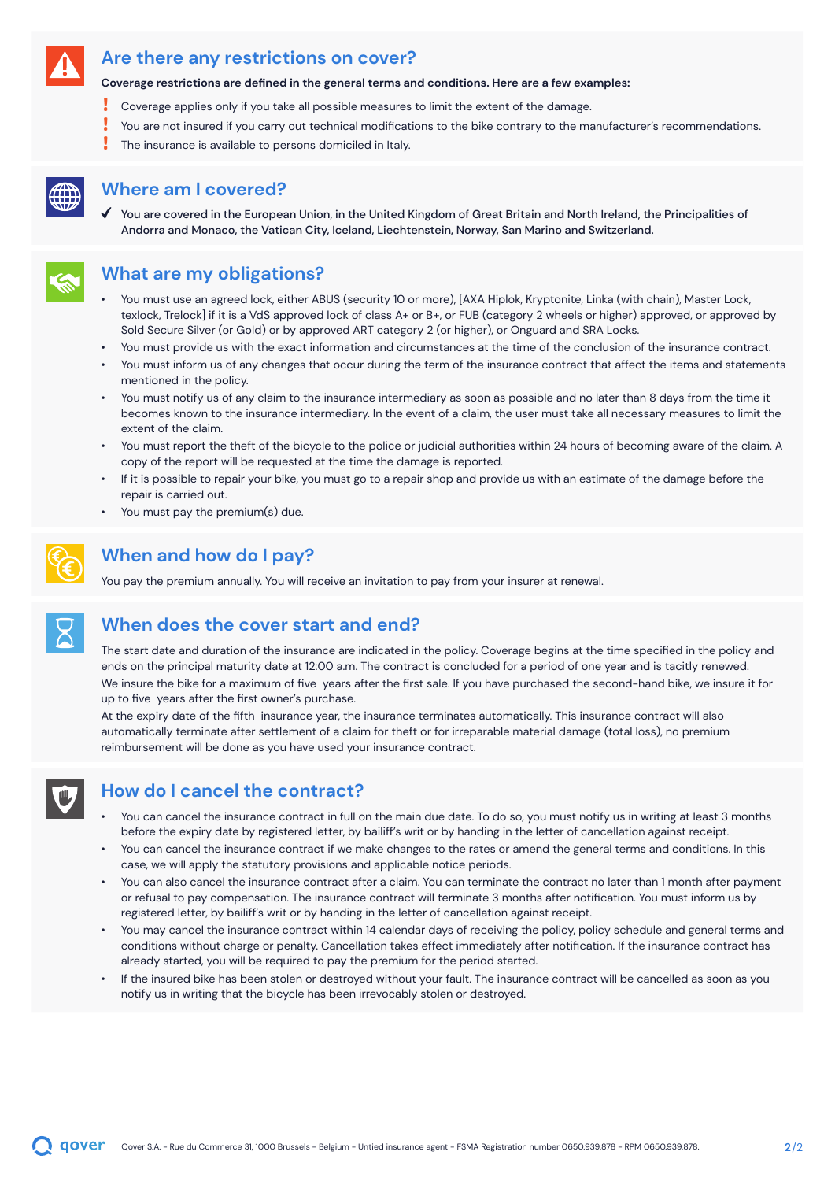## Are there any restrictions on cover?

**Coverage restrictions are defined in the general terms and conditions. Here are a few examples:**

- ! Coverage applies only if you take all possible measures to limit the extent of the damage.
- ! You are not insured if you carry out technical modifications to the bike contrary to the manufacturer's recommendations.
- ! The insurance is available to persons domiciled in Italy.

## Where am I covered?

- ✓ You are covered in the European Union, in the United Kingdom of Great Britain and North Ireland, the Principalities of Andorra and Monaco, the Vatican City, Iceland, Liechtenstein, Norway, San Marino and Switzerland.

## What are my obligations?

- You must use an agreed lock, either ABUS (security 10 or more), [AXA Hiplok, Kryptonite, Linka (with chain), Master Lock, texlock, Trelock] if it is a VdS approved lock of class A+ or B+, or FUB (category 2 wheels or higher) approved, or approved by Sold Secure Silver (or Gold) or by approved ART category 2 (or higher), or Onguard and SRA Locks.
- You must provide us with the exact information and circumstances at the time of the conclusion of the insurance contract.
- You must inform us of any changes that occur during the term of the insurance contract that affect the items and statements mentioned in the policy.
- You must notify us of any claim to the insurance intermediary as soon as possible and no later than 8 days from the time it becomes known to the insurance intermediary. In the event of a claim, the user must take all necessary measures to limit the extent of the claim.
- You must report the theft of the bicycle to the police or judicial authorities within 24 hours of becoming aware of the claim. A copy of the report will be requested at the time the damage is reported.
- If it is possible to repair your bike, you must go to a repair shop and provide us with an estimate of the damage before the repair is carried out.
- You must pay the premium(s) due.

## When and how do I pay?

You pay the premium annually. You will receive an invitation to pay from your insurer at renewal.

## When does the cover start and end?

The start date and duration of the insurance are indicated in the policy. Coverage begins at the time specified in the policy and ends on the principal maturity date at 12:00 a.m. The contract is concluded for a period of one year and is tacitly renewed.
We insure the bike for a maximum of five years after the first sale. If you have purchased the second-hand bike, we insure it for up to five years after the first owner's purchase.
At the expiry date of the fifth insurance year, the insurance terminates automatically. This insurance contract will also automatically terminate after settlement of a claim for theft or for irreparable material damage (total loss), no premium reimbursement will be done as you have used your insurance contract.

## How do I cancel the contract?

- You can cancel the insurance contract in full on the main due date. To do so, you must notify us in writing at least 3 months before the expiry date by registered letter, by bailiff's writ or by handing in the letter of cancellation against receipt.
- You can cancel the insurance contract if we make changes to the rates or amend the general terms and conditions. In this case, we will apply the statutory provisions and applicable notice periods.
- You can also cancel the insurance contract after a claim. You can terminate the contract no later than 1 month after payment or refusal to pay compensation. The insurance contract will terminate 3 months after notification. You must inform us by registered letter, by bailiff's writ or by handing in the letter of cancellation against receipt.
- You may cancel the insurance contract within 14 calendar days of receiving the policy, policy schedule and general terms and conditions without charge or penalty. Cancellation takes effect immediately after notification. If the insurance contract has already started, you will be required to pay the premium for the period started.
- If the insured bike has been stolen or destroyed without your fault. The insurance contract will be cancelled as soon as you notify us in writing that the bicycle has been irrevocably stolen or destroyed.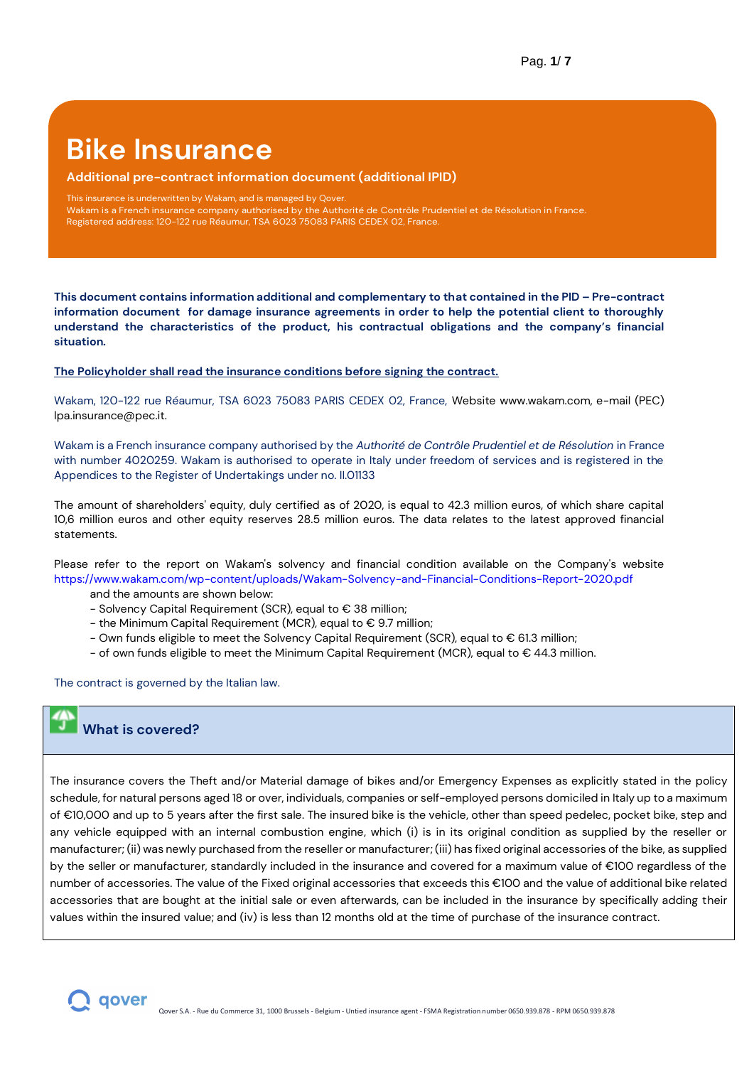# Bike Insurance

**Additional pre-contract information document (additional IPID)**

This insurance is underwritten by Wakam, and is managed by Qover.
Wakam is a French insurance company authorised by the Authorité de Contrôle Prudentiel et de Résolution in France.
Registered address: 120-122 rue Réaumur, TSA 6023 75083 PARIS CEDEX 02, France.

**This document contains information additional and complementary to that contained in the PID – Pre-contract information document for damage insurance agreements in order to help the potential client to thoroughly understand the characteristics of the product, his contractual obligations and the company's financial situation.**

**The Policyholder shall read the insurance conditions before signing the contract.**

Wakam, 120-122 rue Réaumur, TSA 6023 75083 PARIS CEDEX 02, France, Website www.wakam.com, e-mail (PEC) lpa.insurance@pec.it.

Wakam is a French insurance company authorised by the *Authorité de Contrôle Prudentiel et de Résolution* in France with number 4020259. Wakam is authorised to operate in Italy under freedom of services and is registered in the Appendices to the Register of Undertakings under no. II.01133

The amount of shareholders' equity, duly certified as of 2020, is equal to 42.3 million euros, of which share capital 10,6 million euros and other equity reserves 28.5 million euros. The data relates to the latest approved financial statements.

Please refer to the report on Wakam's solvency and financial condition available on the Company's website https://www.wakam.com/wp-content/uploads/Wakam-Solvency-and-Financial-Conditions-Report-2020.pdf and the amounts are shown below:

- Solvency Capital Requirement (SCR), equal to € 38 million;
- the Minimum Capital Requirement (MCR), equal to € 9.7 million;
- Own funds eligible to meet the Solvency Capital Requirement (SCR), equal to € 61.3 million;
- of own funds eligible to meet the Minimum Capital Requirement (MCR), equal to € 44.3 million.

The contract is governed by the Italian law.

## What is covered?

The insurance covers the Theft and/or Material damage of bikes and/or Emergency Expenses as explicitly stated in the policy schedule, for natural persons aged 18 or over, individuals, companies or self-employed persons domiciled in Italy up to a maximum of €10,000 and up to 5 years after the first sale. The insured bike is the vehicle, other than speed pedelec, pocket bike, step and any vehicle equipped with an internal combustion engine, which (i) is in its original condition as supplied by the reseller or manufacturer; (ii) was newly purchased from the reseller or manufacturer; (iii) has fixed original accessories of the bike, as supplied by the seller or manufacturer, standardly included in the insurance and covered for a maximum value of €100 regardless of the number of accessories. The value of the Fixed original accessories that exceeds this €100 and the value of additional bike related accessories that are bought at the initial sale or even afterwards, can be included in the insurance by specifically adding their values within the insured value; and (iv) is less than 12 months old at the time of purchase of the insurance contract.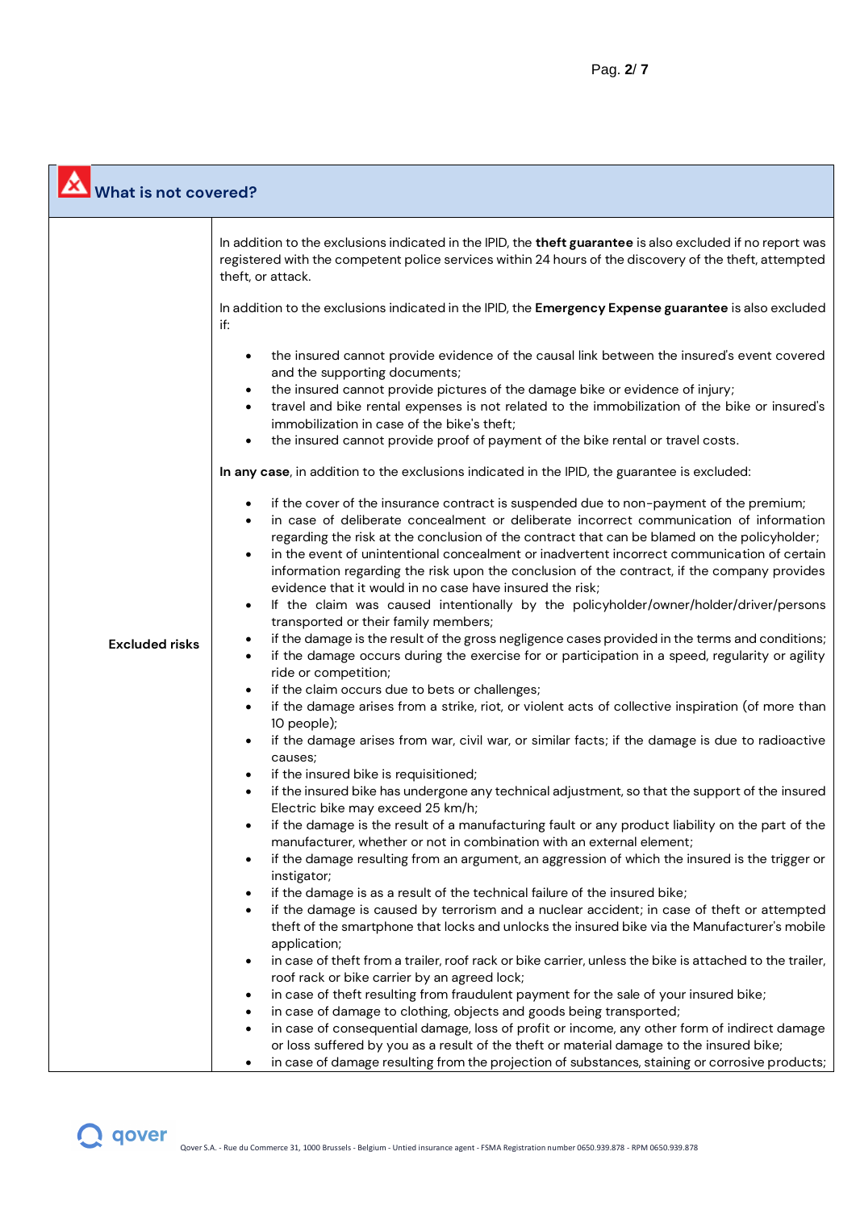## What is not covered?

| | |
|---|---|
| **Excluded risks** | In addition to the exclusions indicated in the IPID, the **theft guarantee** is also excluded if no report was registered with the competent police services within 24 hours of the discovery of the theft, attempted theft, or attack.<br><br>In addition to the exclusions indicated in the IPID, the **Emergency Expense guarantee** is also excluded if:<br><br>• the insured cannot provide evidence of the causal link between the insured's event covered and the supporting documents;<br>• the insured cannot provide pictures of the damage bike or evidence of injury;<br>• travel and bike rental expenses is not related to the immobilization of the bike or insured's immobilization in case of the bike's theft;<br>• the insured cannot provide proof of payment of the bike rental or travel costs.<br><br>**In any case**, in addition to the exclusions indicated in the IPID, the guarantee is excluded:<br><br>• if the cover of the insurance contract is suspended due to non-payment of the premium;<br>• in case of deliberate concealment or deliberate incorrect communication of information regarding the risk at the conclusion of the contract that can be blamed on the policyholder;<br>• in the event of unintentional concealment or inadvertent incorrect communication of certain information regarding the risk upon the conclusion of the contract, if the company provides evidence that it would in no case have insured the risk;<br>• If the claim was caused intentionally by the policyholder/owner/holder/driver/persons transported or their family members;<br>• if the damage is the result of the gross negligence cases provided in the terms and conditions;<br>• if the damage occurs during the exercise for or participation in a speed, regularity or agility ride or competition;<br>• if the claim occurs due to bets or challenges;<br>• if the damage arises from a strike, riot, or violent acts of collective inspiration (of more than 10 people);<br>• if the damage arises from war, civil war, or similar facts; if the damage is due to radioactive causes;<br>• if the insured bike is requisitioned;<br>• if the insured bike has undergone any technical adjustment, so that the support of the insured Electric bike may exceed 25 km/h;<br>• if the damage is the result of a manufacturing fault or any product liability on the part of the manufacturer, whether or not in combination with an external element;<br>• if the damage resulting from an argument, an aggression of which the insured is the trigger or instigator;<br>• if the damage is as a result of the technical failure of the insured bike;<br>• if the damage is caused by terrorism and a nuclear accident; in case of theft or attempted theft of the smartphone that locks and unlocks the insured bike via the Manufacturer's mobile application;<br>• in case of theft from a trailer, roof rack or bike carrier, unless the bike is attached to the trailer, roof rack or bike carrier by an agreed lock;<br>• in case of theft resulting from fraudulent payment for the sale of your insured bike;<br>• in case of damage to clothing, objects and goods being transported;<br>• in case of consequential damage, loss of profit or income, any other form of indirect damage or loss suffered by you as a result of the theft or material damage to the insured bike;<br>• in case of damage resulting from the projection of substances, staining or corrosive products; |

Qover S.A. - Rue du Commerce 31, 1000 Brussels - Belgium - Untied insurance agent - FSMA Registration number 0650.939.878 - RPM 0650.939.878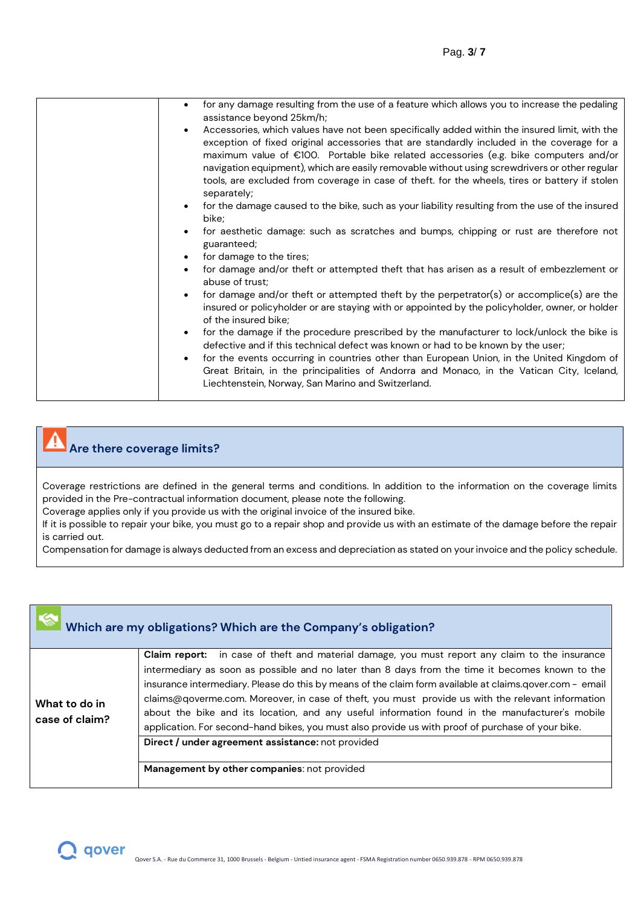| | |
|---|---|
| | • for any damage resulting from the use of a feature which allows you to increase the pedaling assistance beyond 25km/h;<br>• Accessories, which values have not been specifically added within the insured limit, with the exception of fixed original accessories that are standardly included in the coverage for a maximum value of €100. Portable bike related accessories (e.g. bike computers and/or navigation equipment), which are easily removable without using screwdrivers or other regular tools, are excluded from coverage in case of theft. for the wheels, tires or battery if stolen separately;<br>• for the damage caused to the bike, such as your liability resulting from the use of the insured bike;<br>• for aesthetic damage: such as scratches and bumps, chipping or rust are therefore not guaranteed;<br>• for damage to the tires;<br>• for damage and/or theft or attempted theft that has arisen as a result of embezzlement or abuse of trust;<br>• for damage and/or theft or attempted theft by the perpetrator(s) or accomplice(s) are the insured or policyholder or are staying with or appointed by the policyholder, owner, or holder of the insured bike;<br>• for the damage if the procedure prescribed by the manufacturer to lock/unlock the bike is defective and if this technical defect was known or had to be known by the user;<br>• for the events occurring in countries other than European Union, in the United Kingdom of Great Britain, in the principalities of Andorra and Monaco, in the Vatican City, Iceland, Liechtenstein, Norway, San Marino and Switzerland. |

## Are there coverage limits?

Coverage restrictions are defined in the general terms and conditions. In addition to the information on the coverage limits provided in the Pre-contractual information document, please note the following.
Coverage applies only if you provide us with the original invoice of the insured bike.
If it is possible to repair your bike, you must go to a repair shop and provide us with an estimate of the damage before the repair is carried out.
Compensation for damage is always deducted from an excess and depreciation as stated on your invoice and the policy schedule.

## Which are my obligations? Which are the Company's obligation?

| | |
|---|---|
| **What to do in case of claim?** | **Claim report:** in case of theft and material damage, you must report any claim to the insurance intermediary as soon as possible and no later than 8 days from the time it becomes known to the insurance intermediary. Please do this by means of the claim form available at claims.qover.com - email claims@qoverme.com. Moreover, in case of theft, you must provide us with the relevant information about the bike and its location, and any useful information found in the manufacturer's mobile application. For second-hand bikes, you must also provide us with proof of purchase of your bike. |
| | **Direct / under agreement assistance:** not provided |
| | **Management by other companies**: not provided |

Qover S.A. - Rue du Commerce 31, 1000 Brussels - Belgium - Untied insurance agent - FSMA Registration number 0650.939.878 - RPM 0650.939.878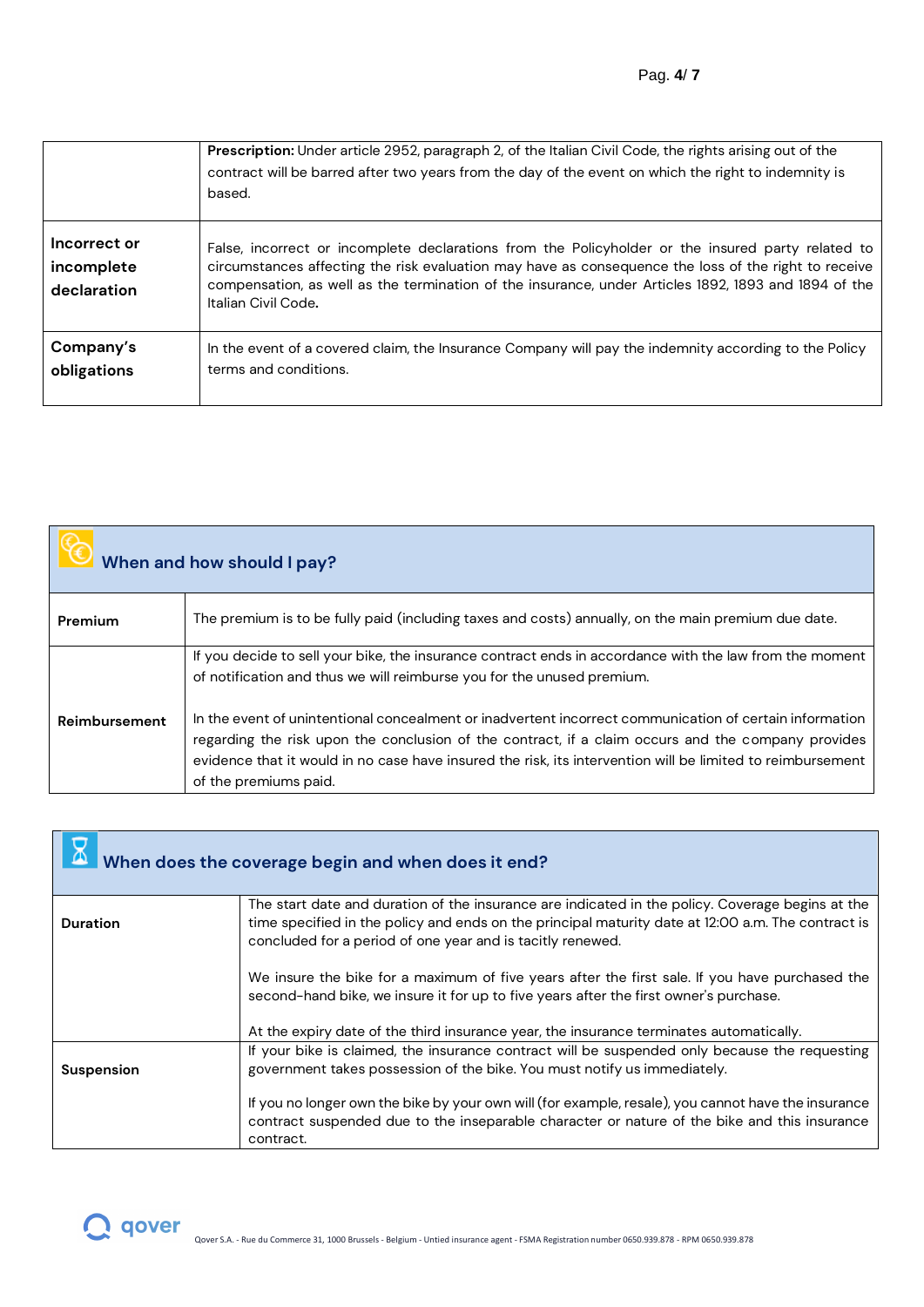| | |
|---|---|
| | **Prescription:** Under article 2952, paragraph 2, of the Italian Civil Code, the rights arising out of the contract will be barred after two years from the day of the event on which the right to indemnity is based. |
| **Incorrect or incomplete declaration** | False, incorrect or incomplete declarations from the Policyholder or the insured party related to circumstances affecting the risk evaluation may have as consequence the loss of the right to receive compensation, as well as the termination of the insurance, under Articles 1892, 1893 and 1894 of the Italian Civil Code. |
| **Company's obligations** | In the event of a covered claim, the Insurance Company will pay the indemnity according to the Policy terms and conditions. |

## When and how should I pay?

| | |
|---|---|
| **Premium** | The premium is to be fully paid (including taxes and costs) annually, on the main premium due date. |
| **Reimbursement** | If you decide to sell your bike, the insurance contract ends in accordance with the law from the moment of notification and thus we will reimburse you for the unused premium.<br><br>In the event of unintentional concealment or inadvertent incorrect communication of certain information regarding the risk upon the conclusion of the contract, if a claim occurs and the company provides evidence that it would in no case have insured the risk, its intervention will be limited to reimbursement of the premiums paid. |

## When does the coverage begin and when does it end?

| | |
|---|---|
| **Duration** | The start date and duration of the insurance are indicated in the policy. Coverage begins at the time specified in the policy and ends on the principal maturity date at 12:00 a.m. The contract is concluded for a period of one year and is tacitly renewed.<br><br>We insure the bike for a maximum of five years after the first sale. If you have purchased the second-hand bike, we insure it for up to five years after the first owner's purchase.<br><br>At the expiry date of the third insurance year, the insurance terminates automatically. |
| **Suspension** | If your bike is claimed, the insurance contract will be suspended only because the requesting government takes possession of the bike. You must notify us immediately.<br><br>If you no longer own the bike by your own will (for example, resale), you cannot have the insurance contract suspended due to the inseparable character or nature of the bike and this insurance contract. |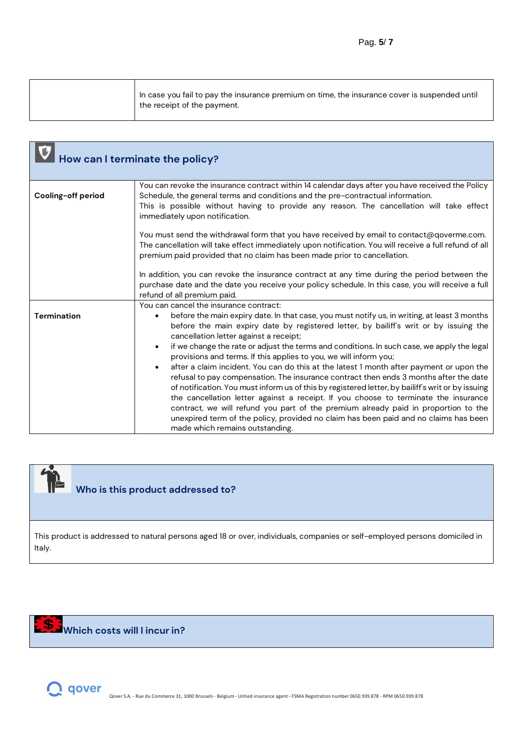| | |
|---|---|
| | In case you fail to pay the insurance premium on time, the insurance cover is suspended until the receipt of the payment. |

## How can I terminate the policy?

| | |
|---|---|
| **Cooling-off period** | You can revoke the insurance contract within 14 calendar days after you have received the Policy Schedule, the general terms and conditions and the pre-contractual information.<br>This is possible without having to provide any reason. The cancellation will take effect immediately upon notification.<br><br>You must send the withdrawal form that you have received by email to contact@qoverme.com. The cancellation will take effect immediately upon notification. You will receive a full refund of all premium paid provided that no claim has been made prior to cancellation.<br><br>In addition, you can revoke the insurance contract at any time during the period between the purchase date and the date you receive your policy schedule. In this case, you will receive a full refund of all premium paid. |
| **Termination** | You can cancel the insurance contract:<br>• before the main expiry date. In that case, you must notify us, in writing, at least 3 months before the main expiry date by registered letter, by bailiff's writ or by issuing the cancellation letter against a receipt;<br>• if we change the rate or adjust the terms and conditions. In such case, we apply the legal provisions and terms. If this applies to you, we will inform you;<br>• after a claim incident. You can do this at the latest 1 month after payment or upon the refusal to pay compensation. The insurance contract then ends 3 months after the date of notification. You must inform us of this by registered letter, by bailiff's writ or by issuing the cancellation letter against a receipt. If you choose to terminate the insurance contract, we will refund you part of the premium already paid in proportion to the unexpired term of the policy, provided no claim has been paid and no claims has been made which remains outstanding. |

## Who is this product addressed to?

This product is addressed to natural persons aged 18 or over, individuals, companies or self-employed persons domiciled in Italy.

## Which costs will I incur in?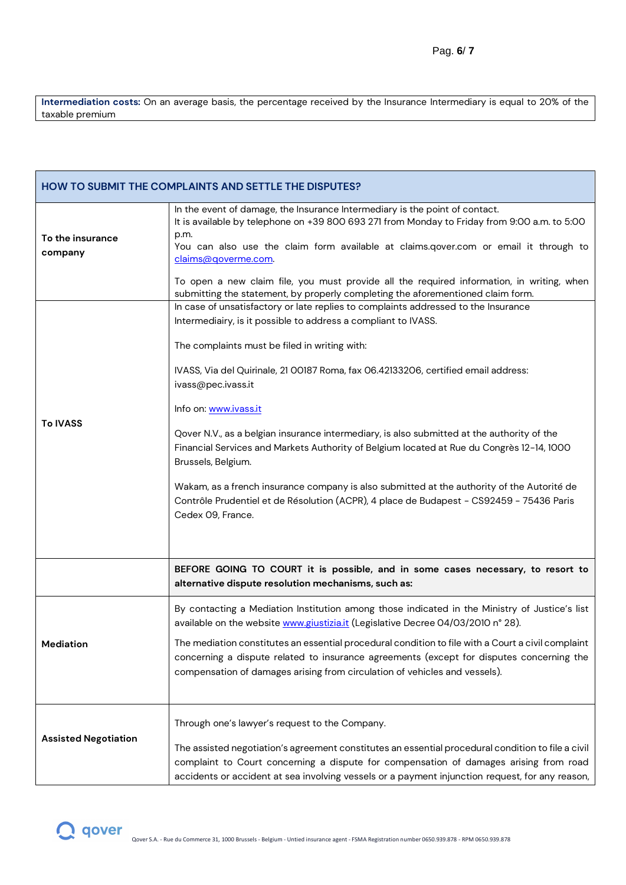| **Intermediation costs:** On an average basis, the percentage received by the Insurance Intermediary is equal to 20% of the taxable premium |
| --- |

| HOW TO SUBMIT THE COMPLAINTS AND SETTLE THE DISPUTES? | |
| --- | --- |
| **To the insurance company** | In the event of damage, the Insurance Intermediary is the point of contact. It is available by telephone on +39 800 693 271 from Monday to Friday from 9:00 a.m. to 5:00 p.m. You can also use the claim form available at claims.qover.com or email it through to claims@qoverme.com. <br><br> To open a new claim file, you must provide all the required information, in writing, when submitting the statement, by properly completing the aforementioned claim form. |
| **To IVASS** | In case of unsatisfactory or late replies to complaints addressed to the Insurance Intermediairy, is it possible to address a compliant to IVASS. <br><br> The complaints must be filed in writing with: <br><br> IVASS, Via del Quirinale, 21 00187 Roma, fax 06.42133206, certified email address: ivass@pec.ivass.it <br><br> Info on: www.ivass.it <br><br> Qover N.V., as a belgian insurance intermediary, is also submitted at the authority of the Financial Services and Markets Authority of Belgium located at Rue du Congrès 12-14, 1000 Brussels, Belgium. <br><br> Wakam, as a french insurance company is also submitted at the authority of the Autorité de Contrôle Prudentiel et de Résolution (ACPR), 4 place de Budapest - CS92459 - 75436 Paris Cedex 09, France. |
| | **BEFORE GOING TO COURT it is possible, and in some cases necessary, to resort to alternative dispute resolution mechanisms, such as:** |
| **Mediation** | By contacting a Mediation Institution among those indicated in the Ministry of Justice's list available on the website www.giustizia.it (Legislative Decree 04/03/2010 n° 28). <br><br> The mediation constitutes an essential procedural condition to file with a Court a civil complaint concerning a dispute related to insurance agreements (except for disputes concerning the compensation of damages arising from circulation of vehicles and vessels). |
| **Assisted Negotiation** | Through one's lawyer's request to the Company. <br><br> The assisted negotiation's agreement constitutes an essential procedural condition to file a civil complaint to Court concerning a dispute for compensation of damages arising from road accidents or accident at sea involving vessels or a payment injunction request, for any reason, |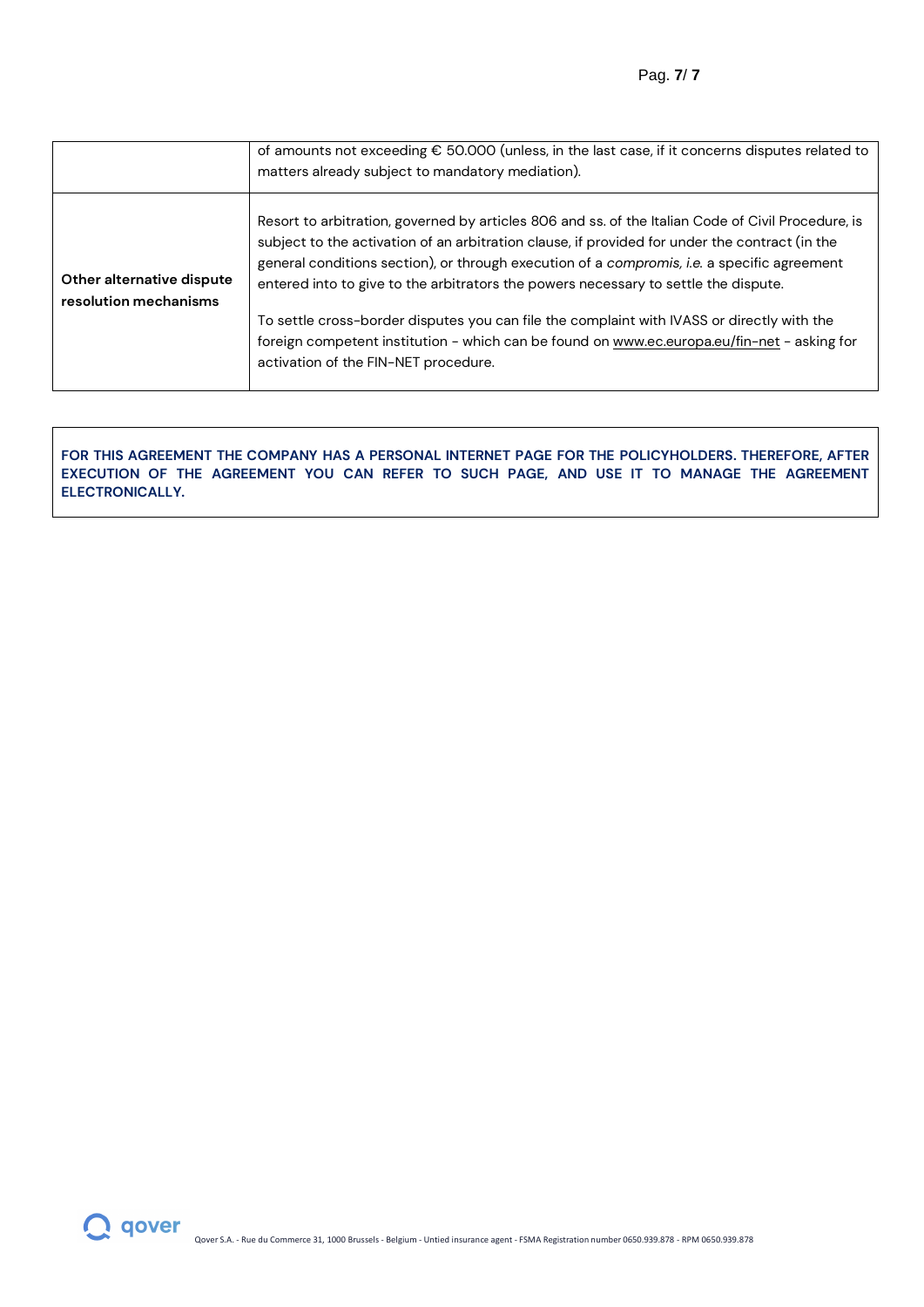| | |
|---|---|
| | of amounts not exceeding € 50.000 (unless, in the last case, if it concerns disputes related to matters already subject to mandatory mediation). |
| **Other alternative dispute resolution mechanisms** | Resort to arbitration, governed by articles 806 and ss. of the Italian Code of Civil Procedure, is subject to the activation of an arbitration clause, if provided for under the contract (in the general conditions section), or through execution of a *compromis, i.e.* a specific agreement entered into to give to the arbitrators the powers necessary to settle the dispute.<br><br>To settle cross-border disputes you can file the complaint with IVASS or directly with the foreign competent institution - which can be found on www.ec.europa.eu/fin-net - asking for activation of the FIN-NET procedure. |

**FOR THIS AGREEMENT THE COMPANY HAS A PERSONAL INTERNET PAGE FOR THE POLICYHOLDERS. THEREFORE, AFTER EXECUTION OF THE AGREEMENT YOU CAN REFER TO SUCH PAGE, AND USE IT TO MANAGE THE AGREEMENT ELECTRONICALLY.**